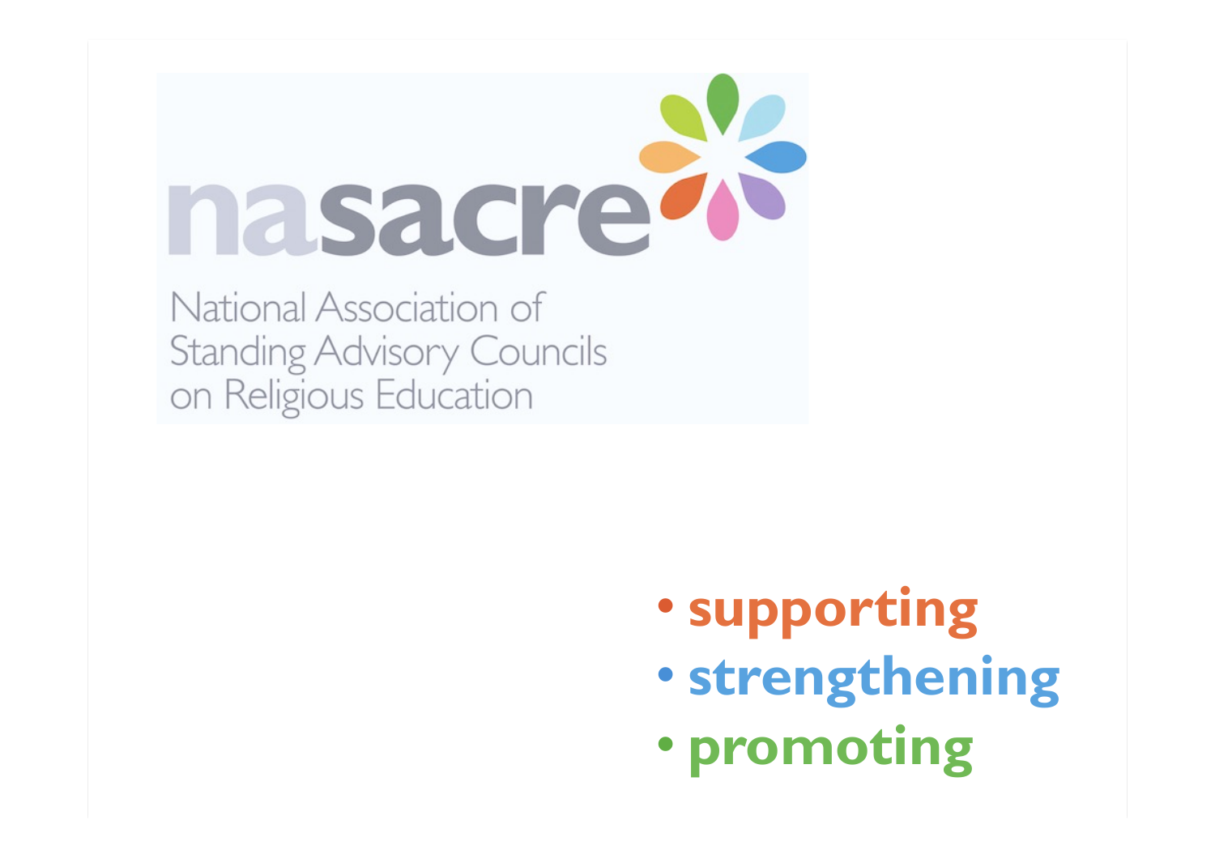# nasacre

National Association of Standing Advisory Councils on Religious Education

- **supporting**
- **strengthening**
- **promoting**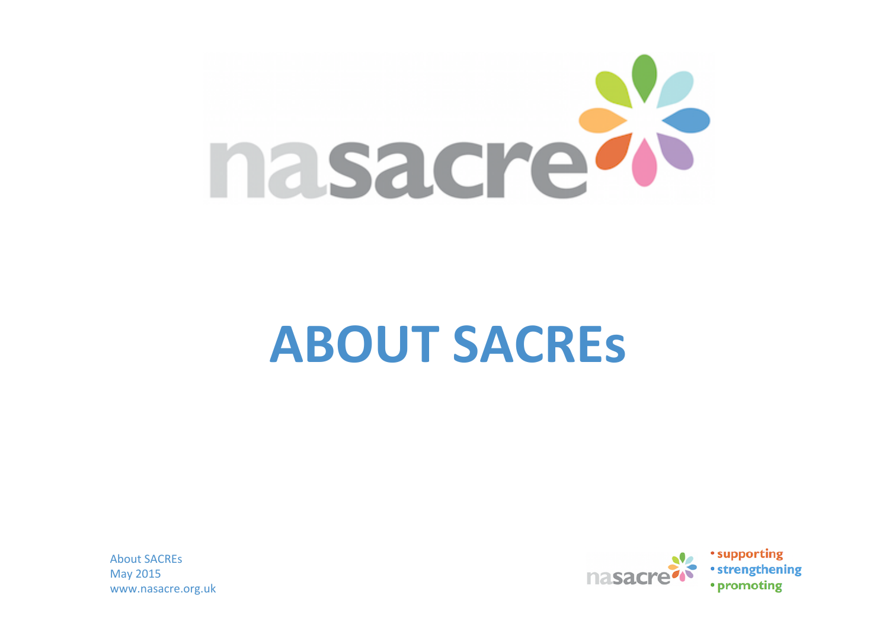# ABOUT SACREs

About SACREs
May 2015
www.nasacre.org.uk

• supporting
• strengthening
• promoting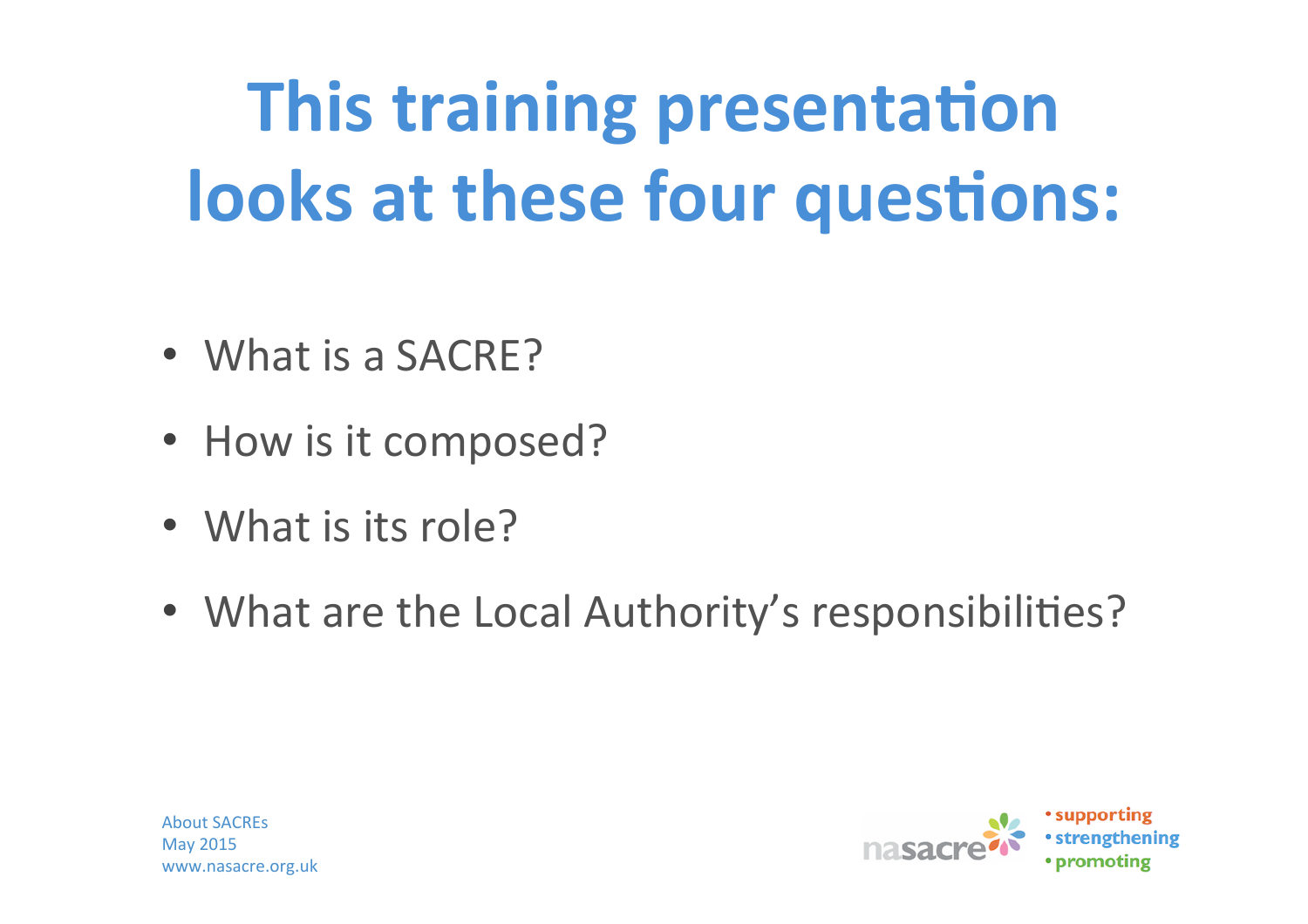# This training presentation looks at these four questions:

- What is a SACRE?
- How is it composed?
- What is its role?
- What are the Local Authority's responsibilities?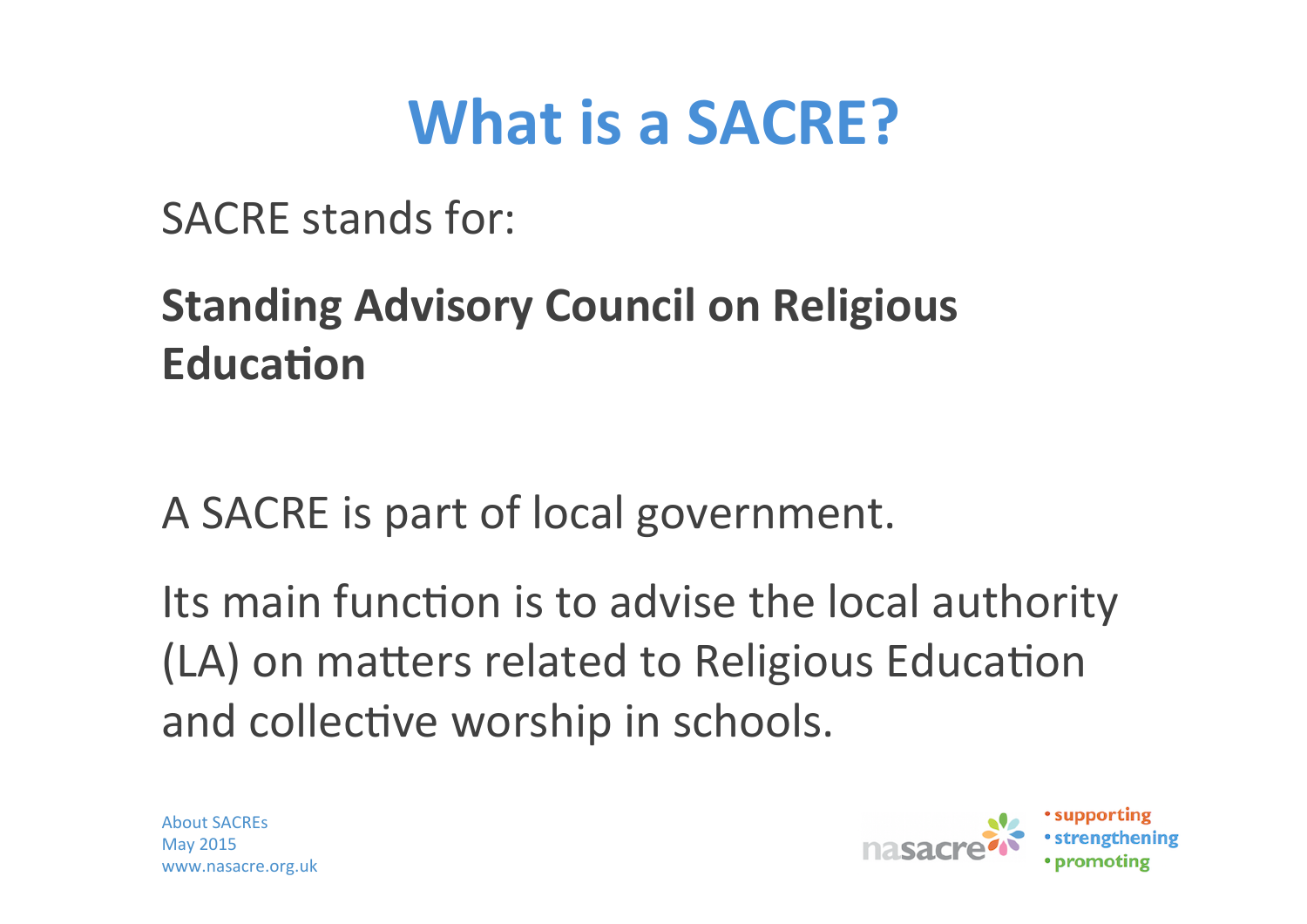# What is a SACRE?

SACRE stands for:

**Standing Advisory Council on Religious Education**

A SACRE is part of local government.

Its main function is to advise the local authority (LA) on matters related to Religious Education and collective worship in schools.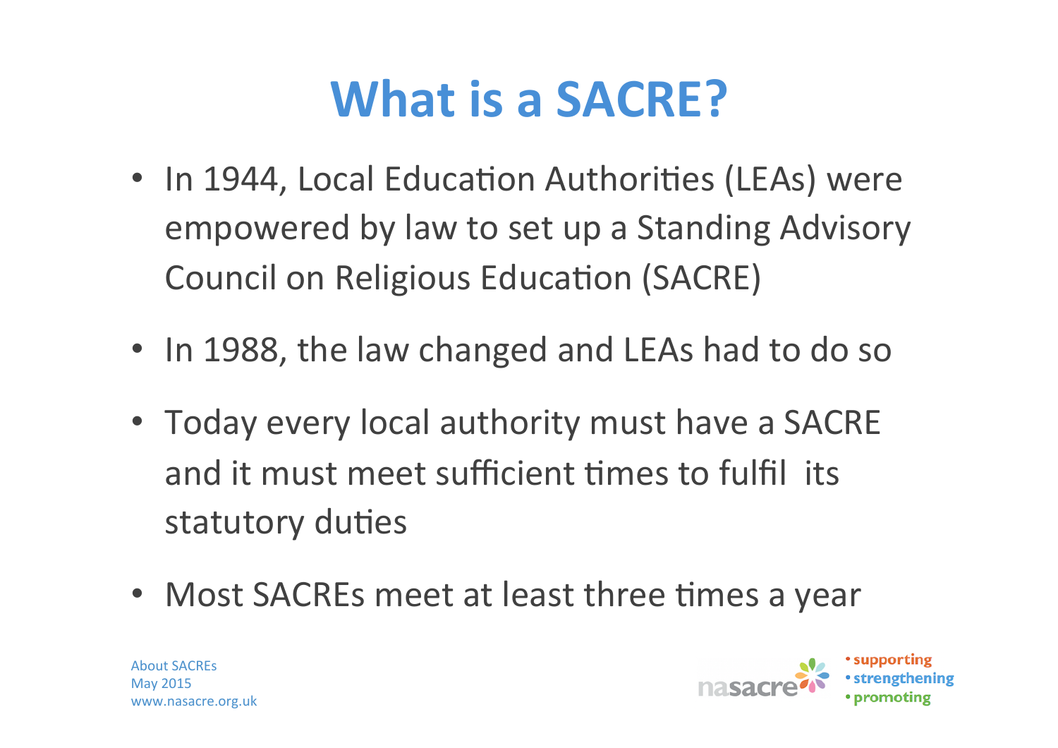# What is a SACRE?

- In 1944, Local Education Authorities (LEAs) were empowered by law to set up a Standing Advisory Council on Religious Education (SACRE)
- In 1988, the law changed and LEAs had to do so
- Today every local authority must have a SACRE and it must meet sufficient times to fulfil its statutory duties
- Most SACREs meet at least three times a year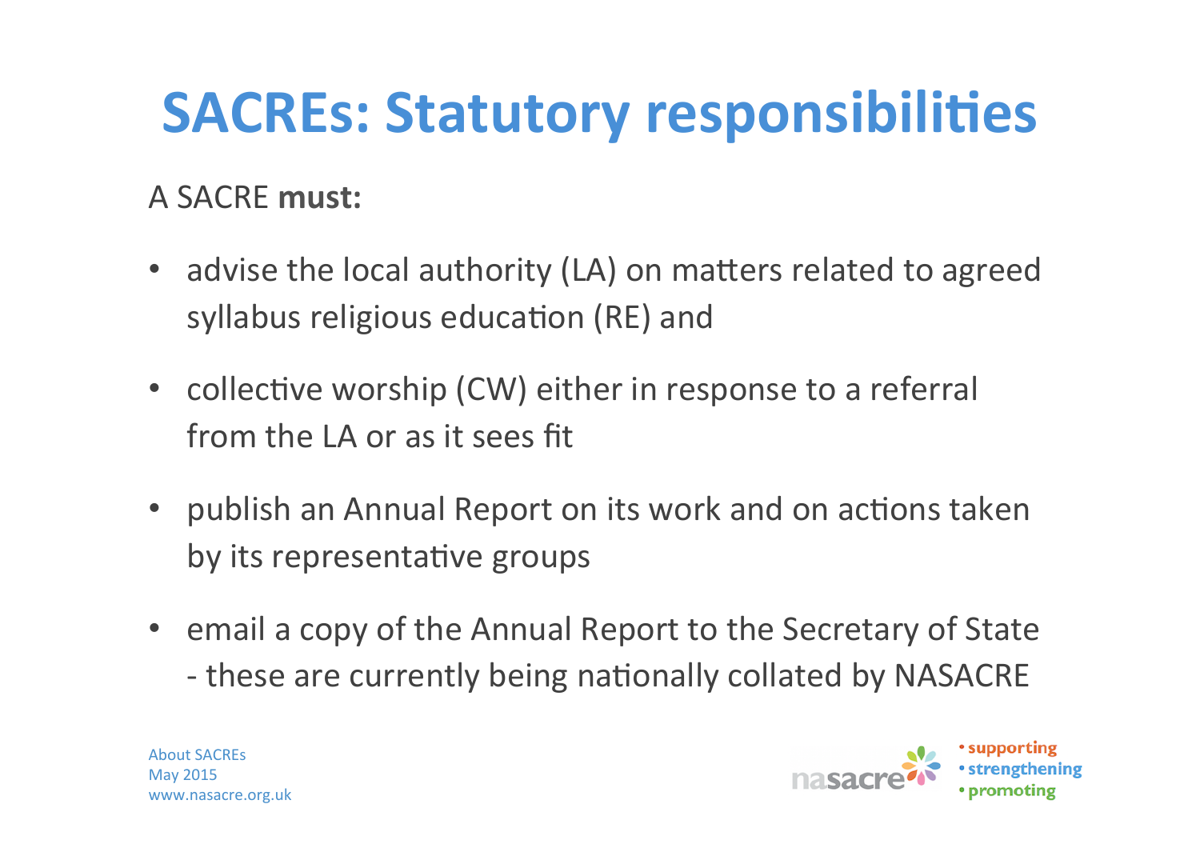# SACREs: Statutory responsibilities

A SACRE **must:**

- advise the local authority (LA) on matters related to agreed syllabus religious education (RE) and
- collective worship (CW) either in response to a referral from the LA or as it sees fit
- publish an Annual Report on its work and on actions taken by its representative groups
- email a copy of the Annual Report to the Secretary of State - these are currently being nationally collated by NASACRE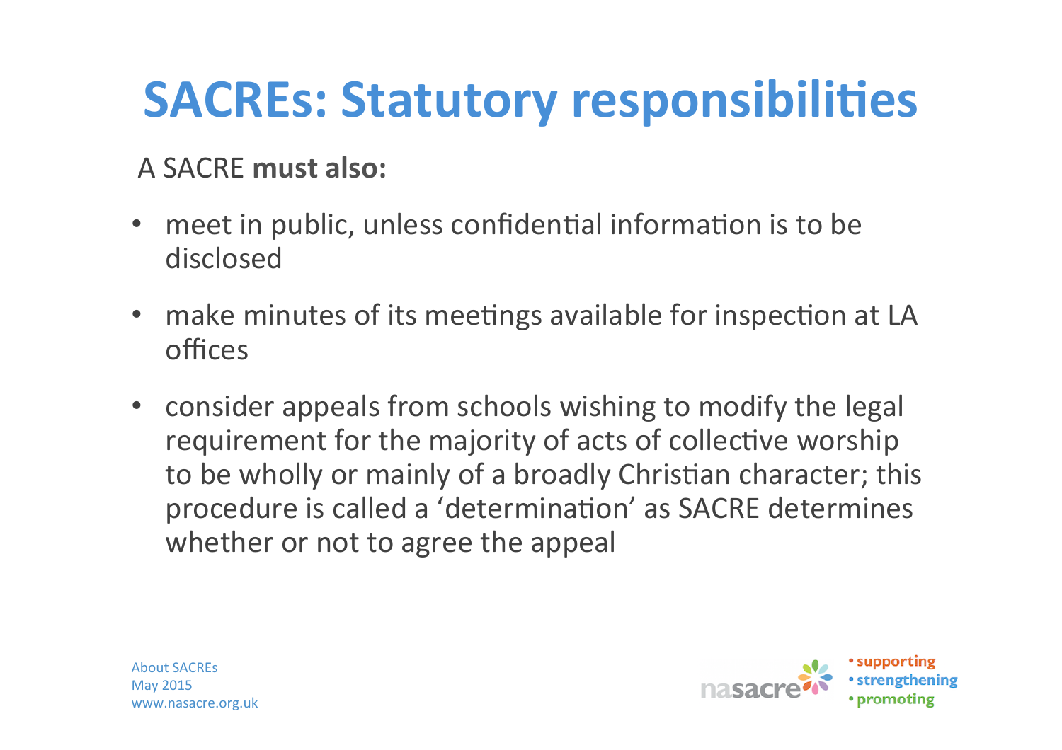# SACREs: Statutory responsibilities

A SACRE **must also:**

- meet in public, unless confidential information is to be disclosed
- make minutes of its meetings available for inspection at LA offices
- consider appeals from schools wishing to modify the legal requirement for the majority of acts of collective worship to be wholly or mainly of a broadly Christian character; this procedure is called a 'determination' as SACRE determines whether or not to agree the appeal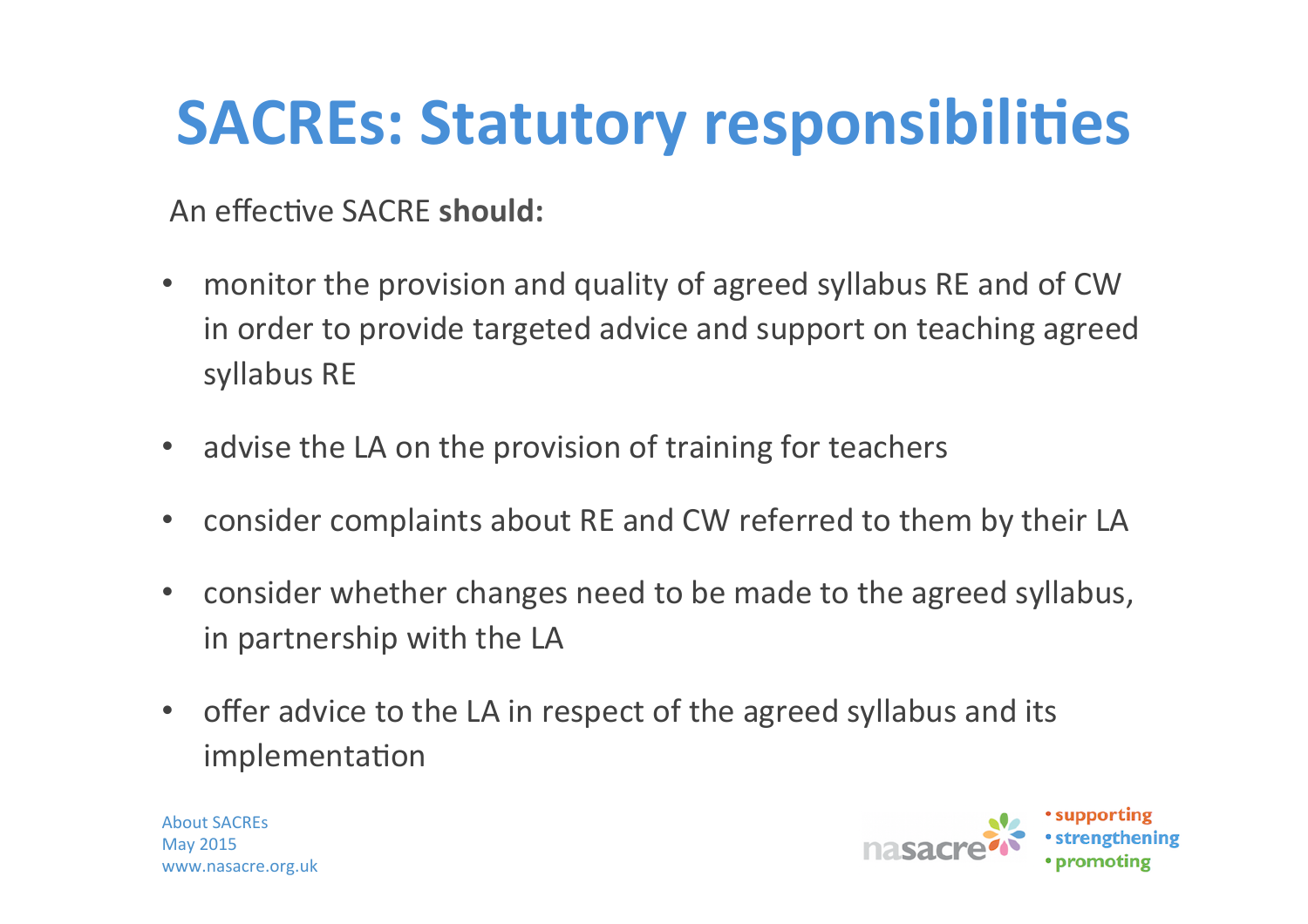# SACREs: Statutory responsibilities

An effective SACRE **should:**

- monitor the provision and quality of agreed syllabus RE and of CW in order to provide targeted advice and support on teaching agreed syllabus RE
- advise the LA on the provision of training for teachers
- consider complaints about RE and CW referred to them by their LA
- consider whether changes need to be made to the agreed syllabus, in partnership with the LA
- offer advice to the LA in respect of the agreed syllabus and its implementation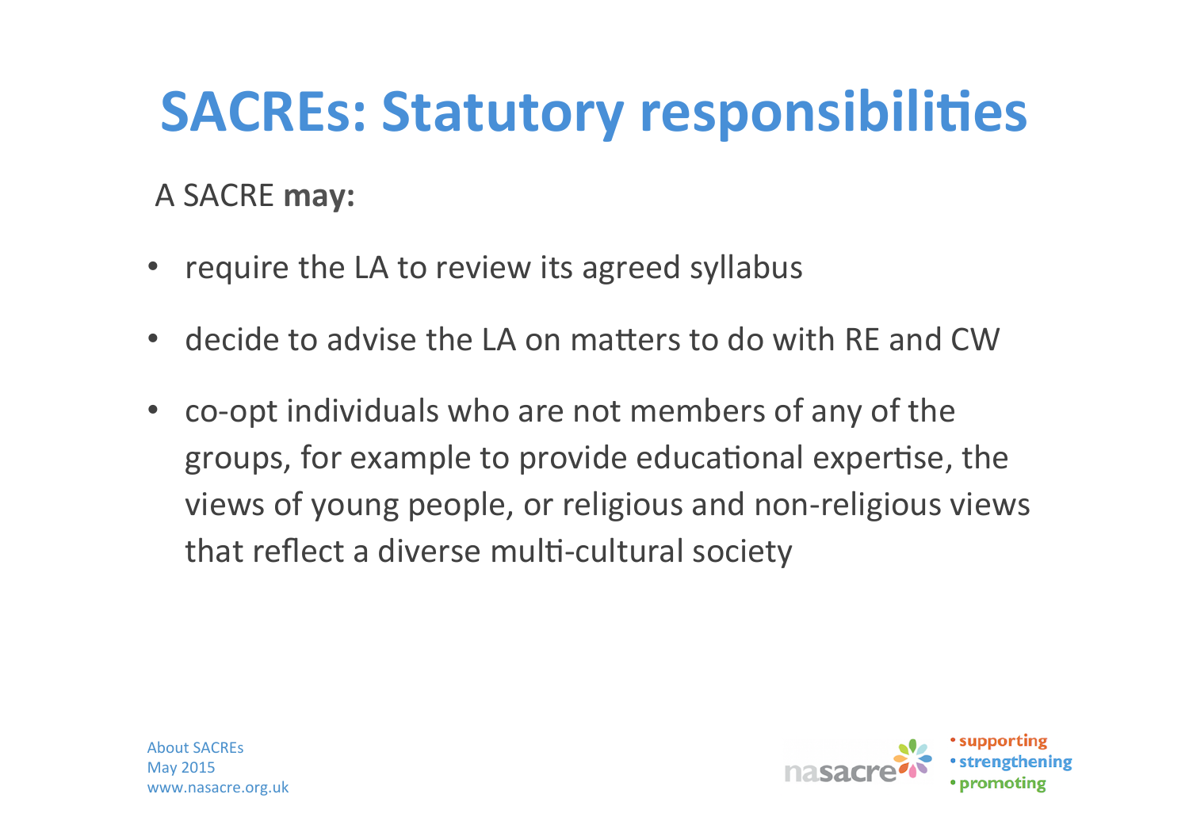# SACREs: Statutory responsibilities

A SACRE **may:**

- require the LA to review its agreed syllabus
- decide to advise the LA on matters to do with RE and CW
- co-opt individuals who are not members of any of the groups, for example to provide educational expertise, the views of young people, or religious and non-religious views that reflect a diverse multi-cultural society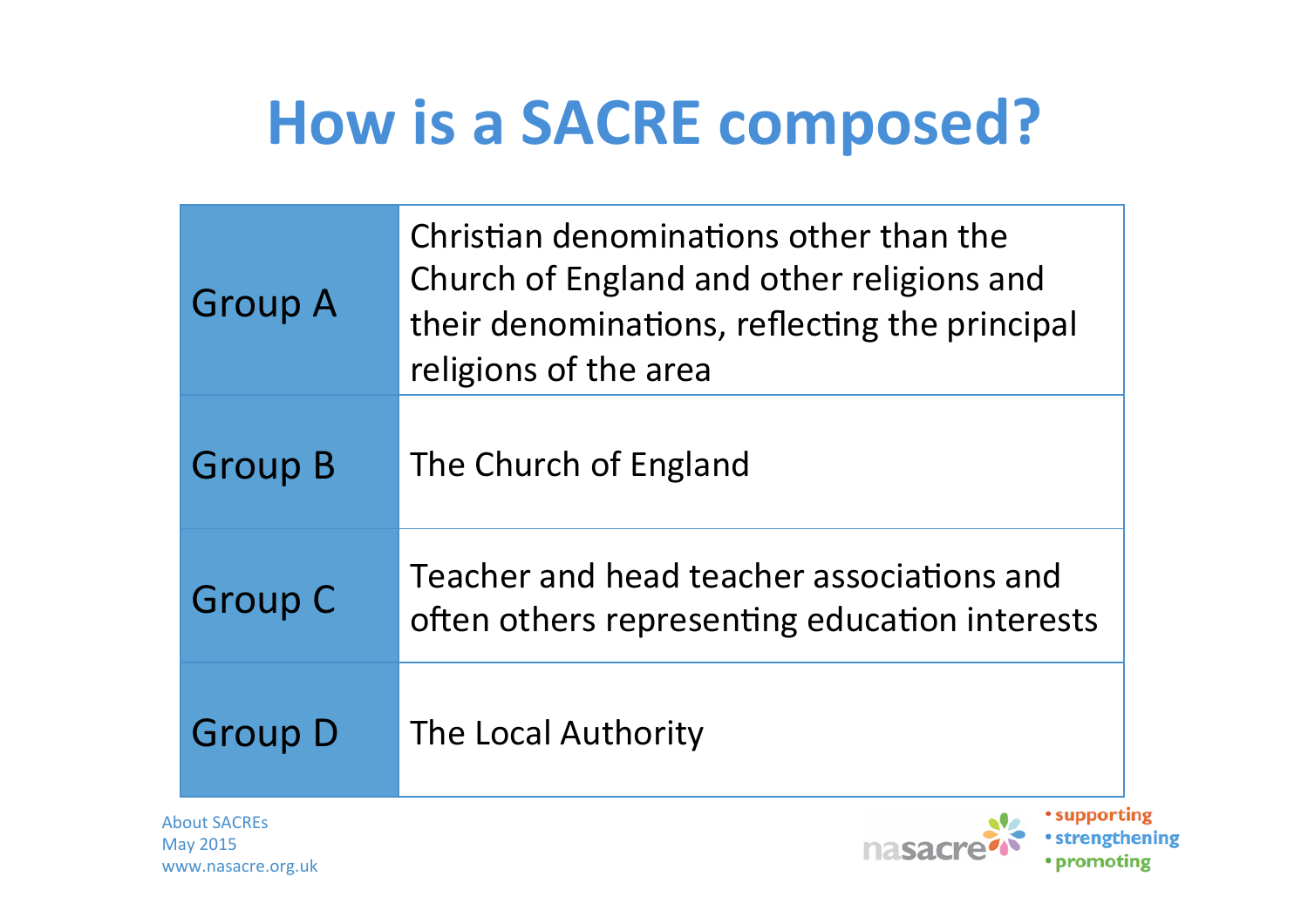# How is a SACRE composed?

| | |
|---|---|
| Group A | Christian denominations other than the Church of England and other religions and their denominations, reflecting the principal religions of the area |
| Group B | The Church of England |
| Group C | Teacher and head teacher associations and often others representing education interests |
| Group D | The Local Authority |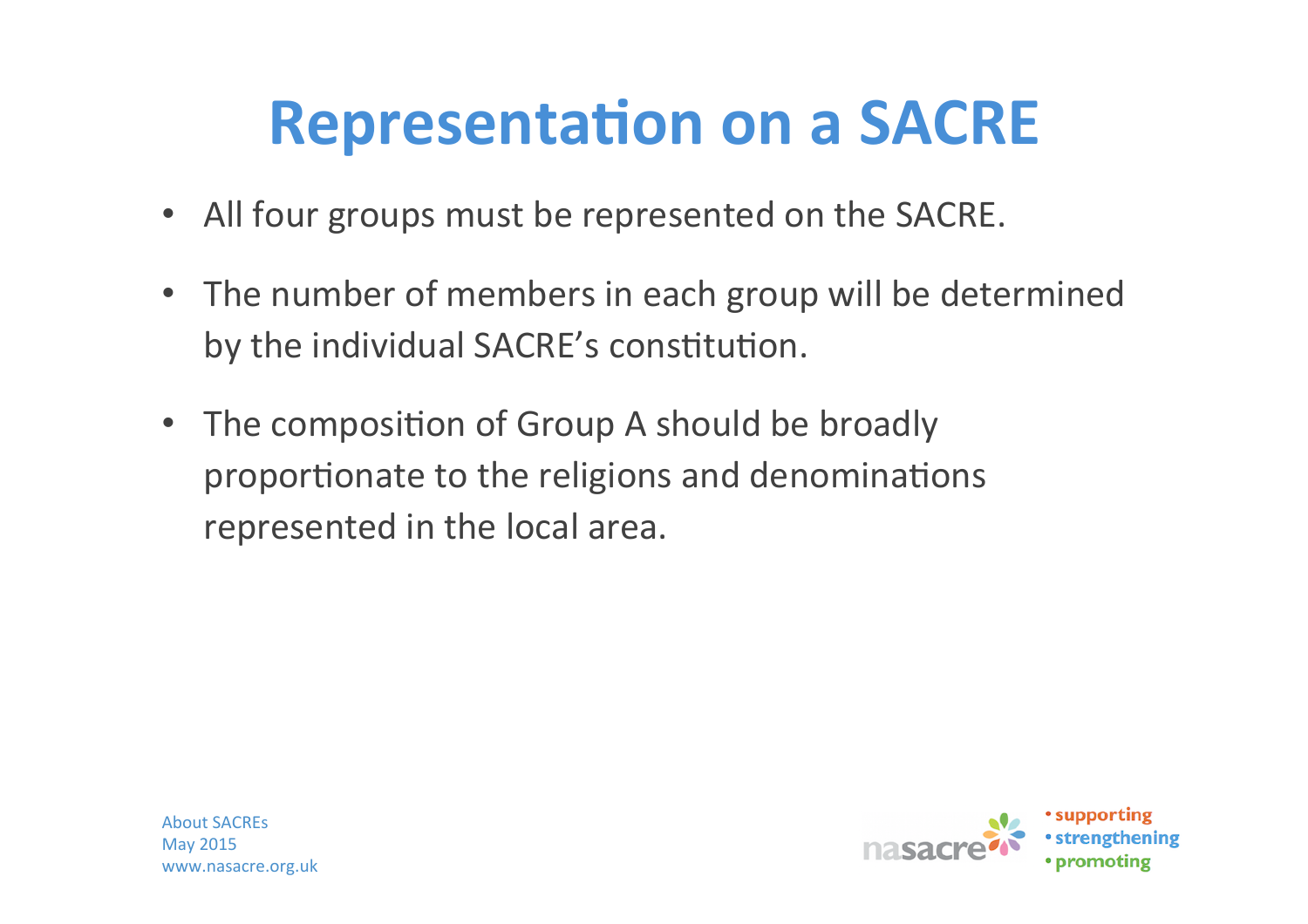# Representation on a SACRE

- All four groups must be represented on the SACRE.
- The number of members in each group will be determined by the individual SACRE's constitution.
- The composition of Group A should be broadly proportionate to the religions and denominations represented in the local area.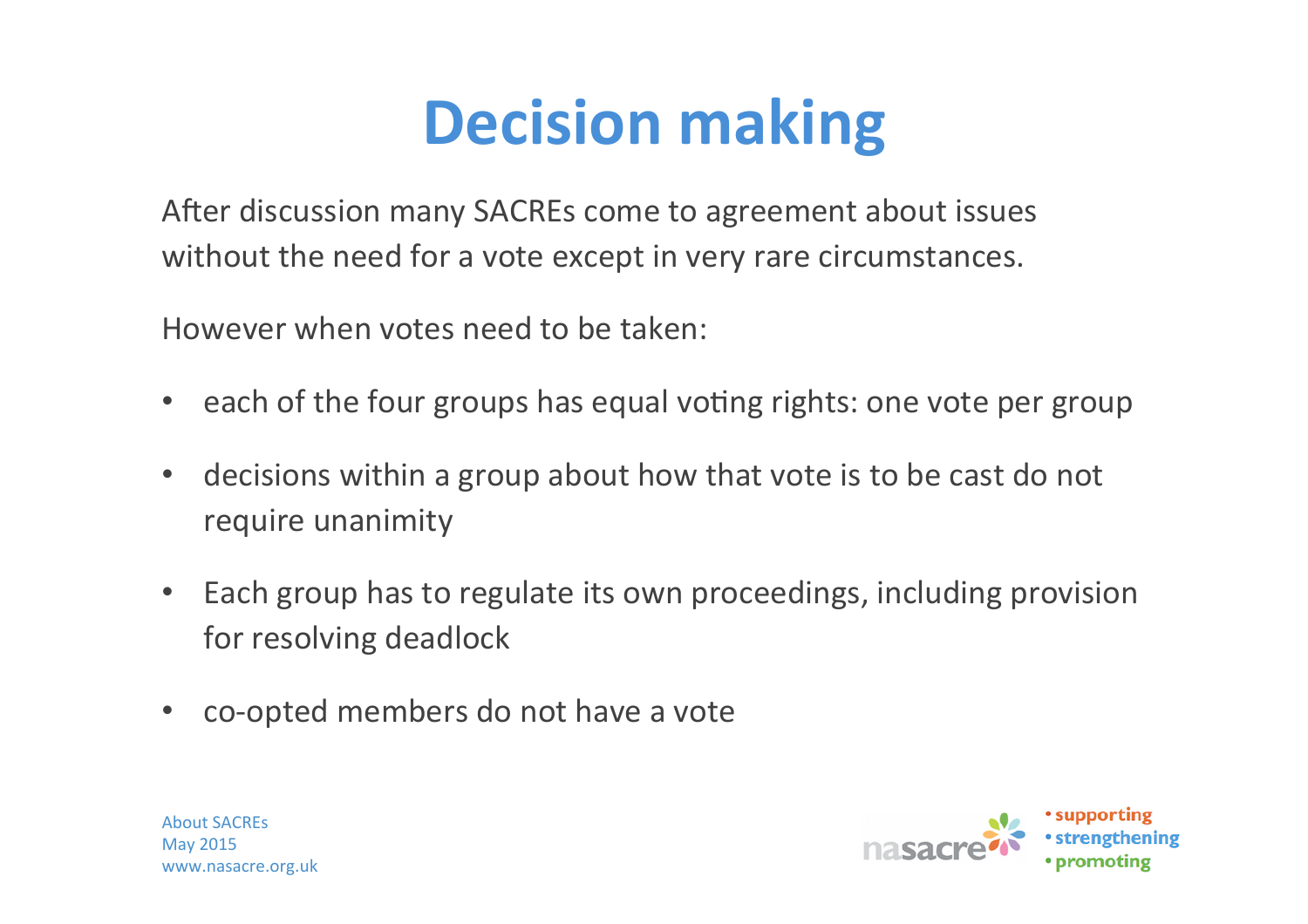# Decision making

After discussion many SACREs come to agreement about issues without the need for a vote except in very rare circumstances.

However when votes need to be taken:

- each of the four groups has equal voting rights: one vote per group
- decisions within a group about how that vote is to be cast do not require unanimity
- Each group has to regulate its own proceedings, including provision for resolving deadlock
- co-opted members do not have a vote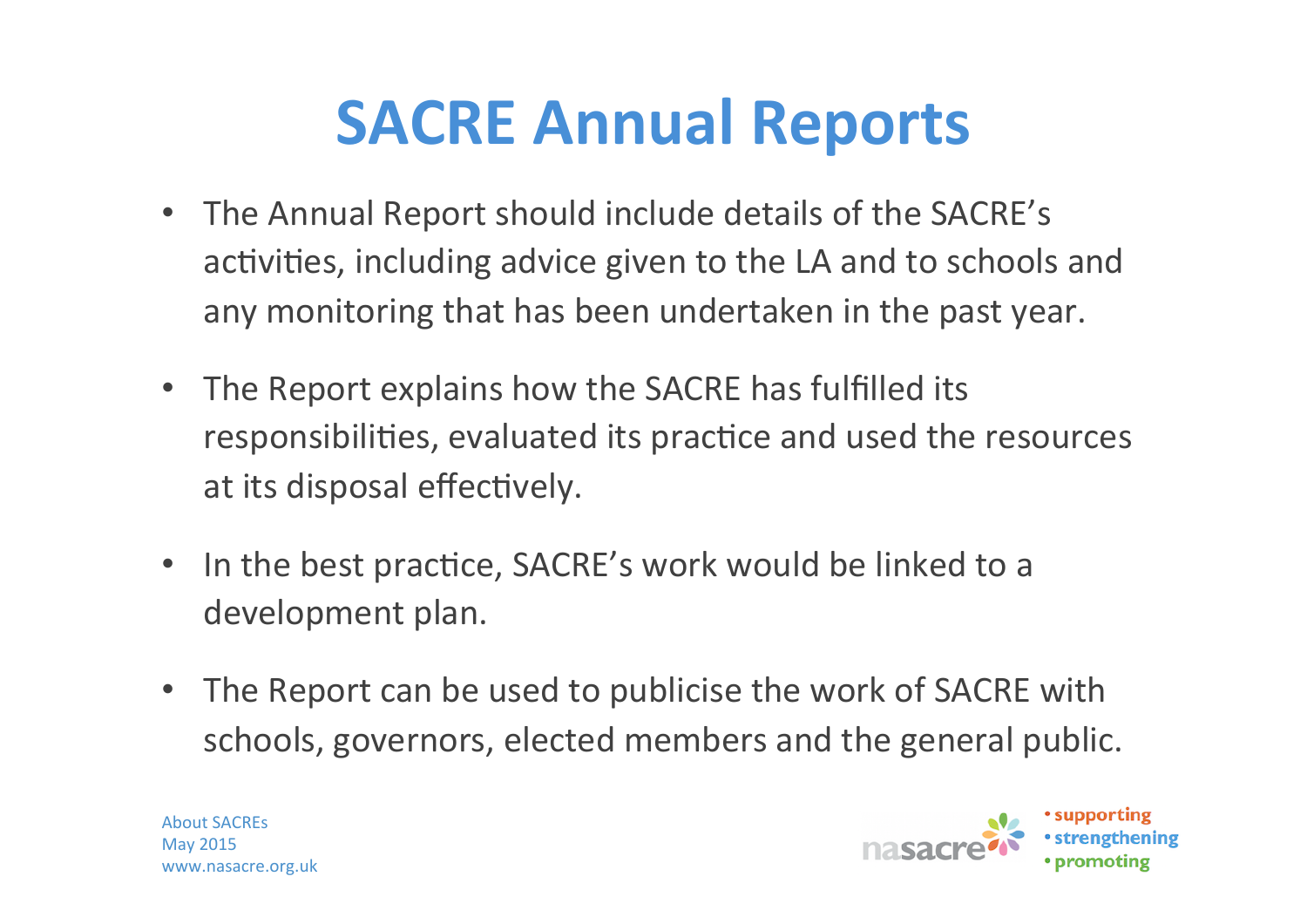# SACRE Annual Reports

- The Annual Report should include details of the SACRE's activities, including advice given to the LA and to schools and any monitoring that has been undertaken in the past year.
- The Report explains how the SACRE has fulfilled its responsibilities, evaluated its practice and used the resources at its disposal effectively.
- In the best practice, SACRE's work would be linked to a development plan.
- The Report can be used to publicise the work of SACRE with schools, governors, elected members and the general public.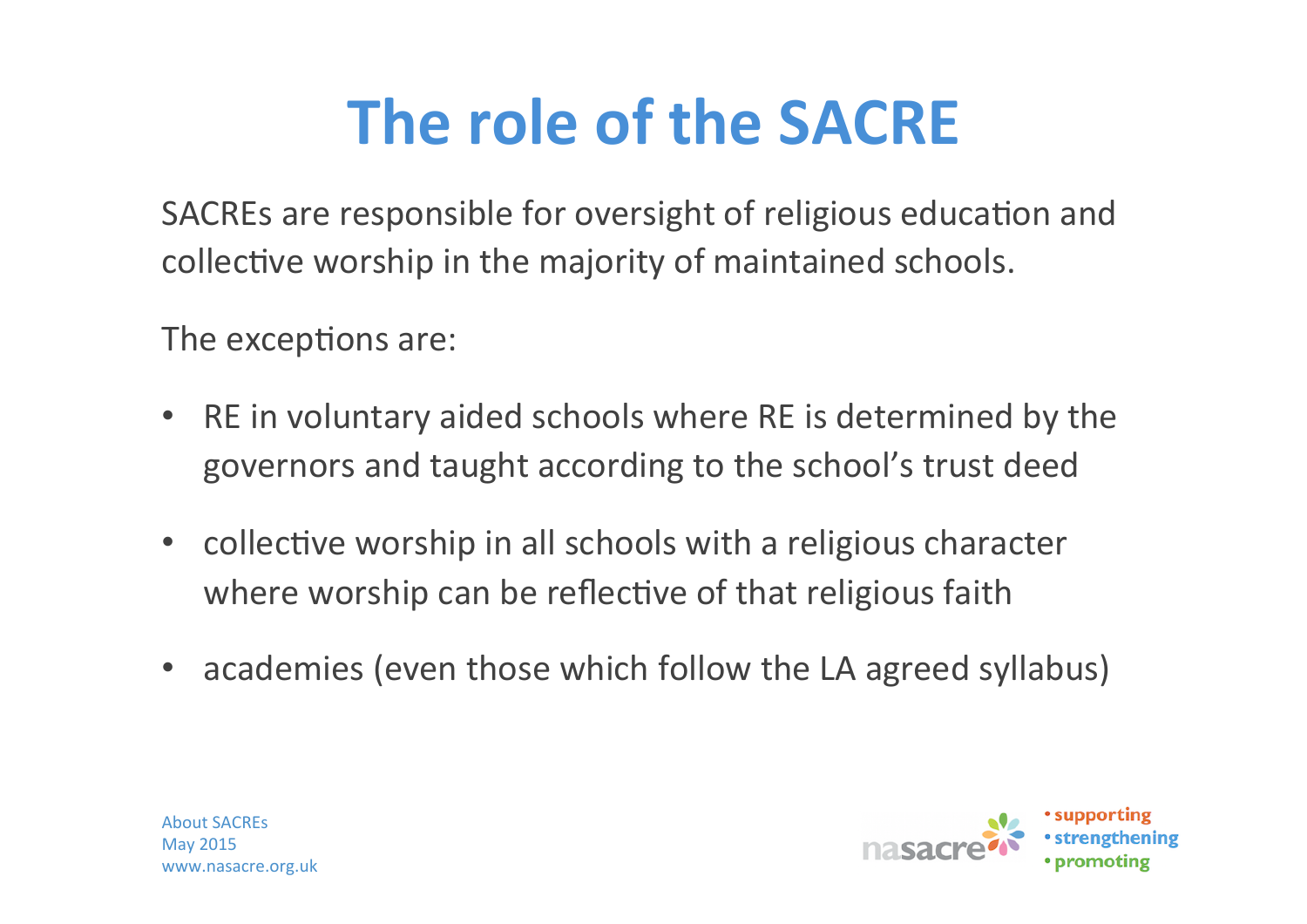# The role of the SACRE

SACREs are responsible for oversight of religious education and collective worship in the majority of maintained schools.

The exceptions are:

- RE in voluntary aided schools where RE is determined by the governors and taught according to the school's trust deed
- collective worship in all schools with a religious character where worship can be reflective of that religious faith
- academies (even those which follow the LA agreed syllabus)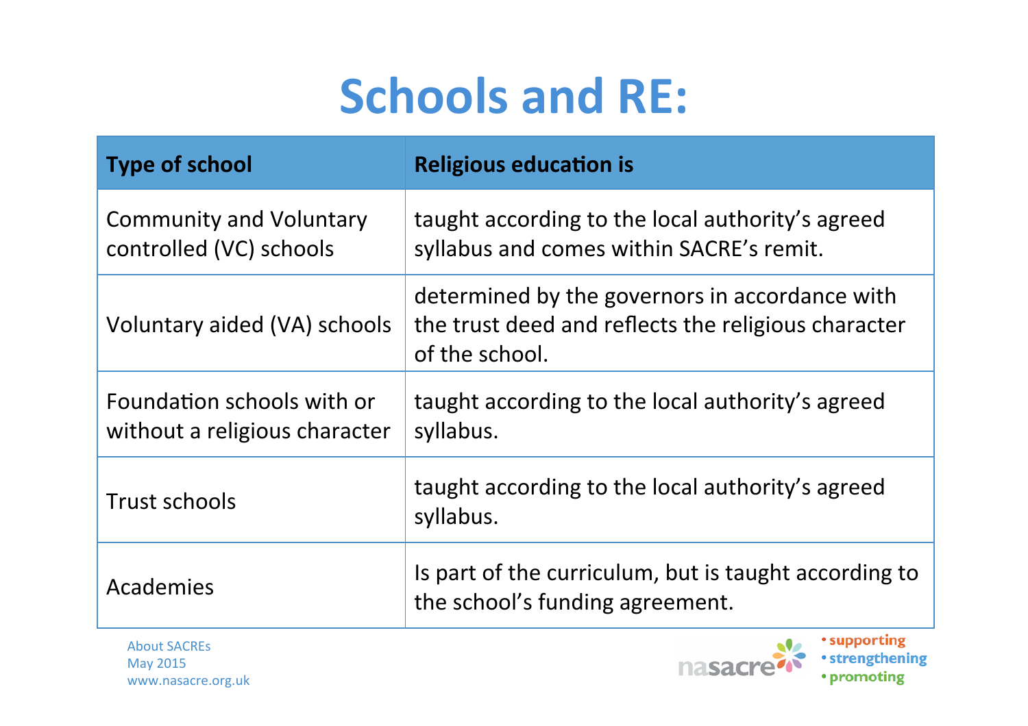# Schools and RE:

| Type of school | Religious education is |
|---|---|
| Community and Voluntary controlled (VC) schools | taught according to the local authority's agreed syllabus and comes within SACRE's remit. |
| Voluntary aided (VA) schools | determined by the governors in accordance with the trust deed and reflects the religious character of the school. |
| Foundation schools with or without a religious character | taught according to the local authority's agreed syllabus. |
| Trust schools | taught according to the local authority's agreed syllabus. |
| Academies | Is part of the curriculum, but is taught according to the school's funding agreement. |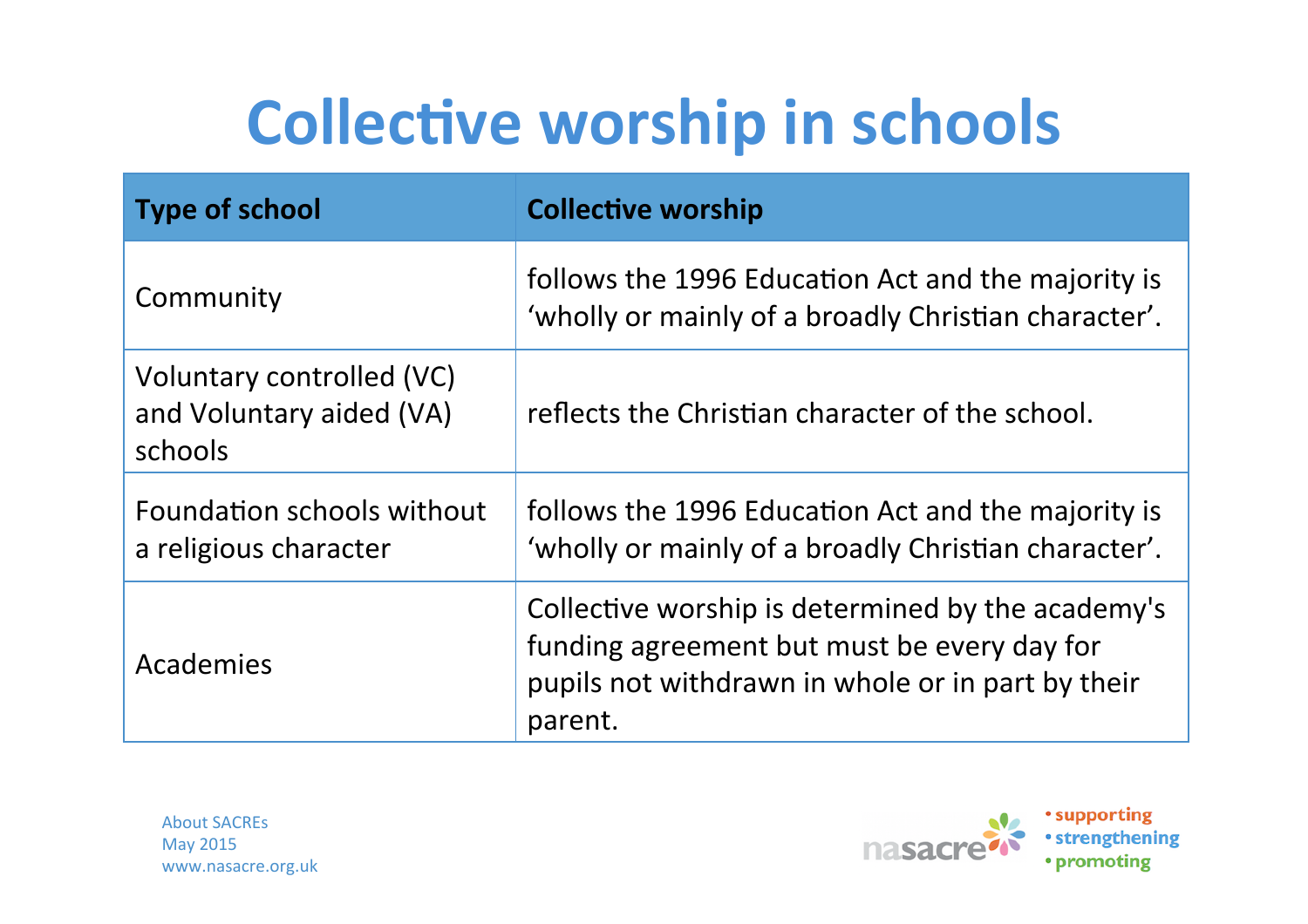# Collective worship in schools

| Type of school | Collective worship |
| --- | --- |
| Community | follows the 1996 Education Act and the majority is 'wholly or mainly of a broadly Christian character'. |
| Voluntary controlled (VC) and Voluntary aided (VA) schools | reflects the Christian character of the school. |
| Foundation schools without a religious character | follows the 1996 Education Act and the majority is 'wholly or mainly of a broadly Christian character'. |
| Academies | Collective worship is determined by the academy's funding agreement but must be every day for pupils not withdrawn in whole or in part by their parent. |

About SACREs
May 2015
www.nasacre.org.uk

nasacre • supporting • strengthening • promoting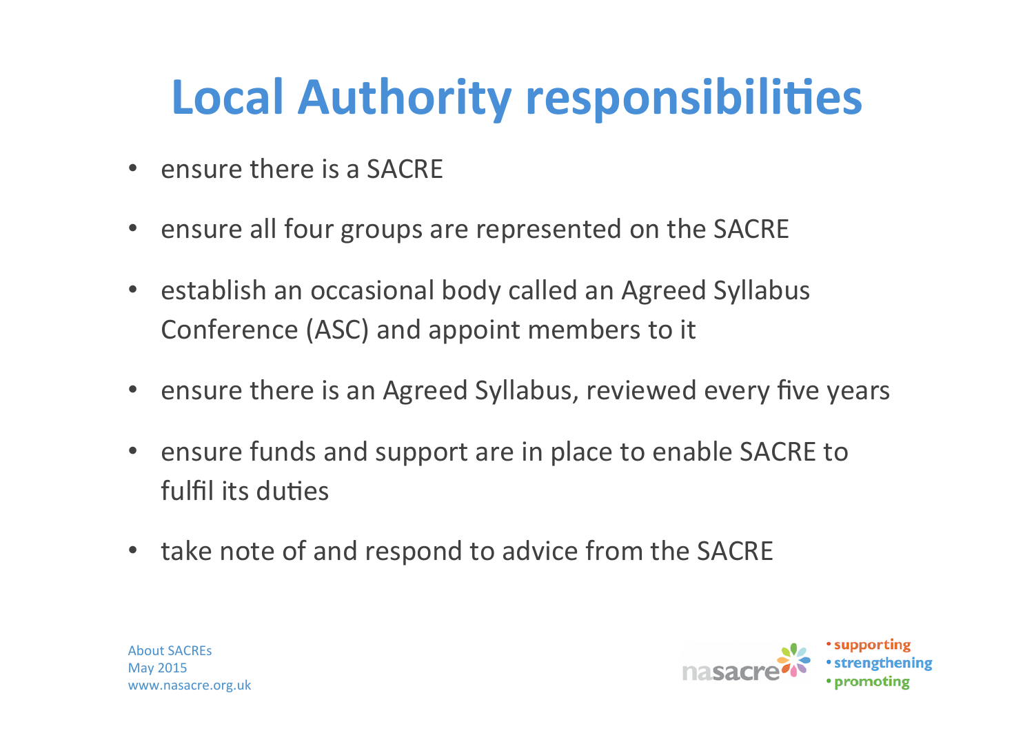# Local Authority responsibilities

- ensure there is a SACRE
- ensure all four groups are represented on the SACRE
- establish an occasional body called an Agreed Syllabus Conference (ASC) and appoint members to it
- ensure there is an Agreed Syllabus, reviewed every five years
- ensure funds and support are in place to enable SACRE to fulfil its duties
- take note of and respond to advice from the SACRE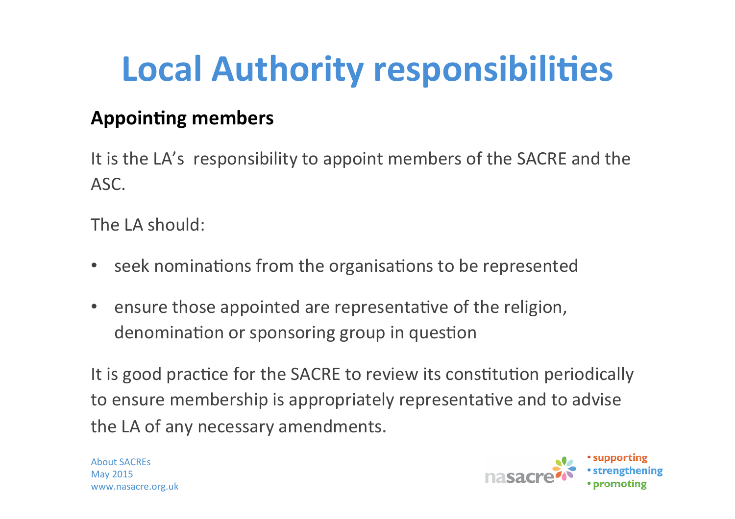# Local Authority responsibilities

**Appointing members**

It is the LA's responsibility to appoint members of the SACRE and the ASC.

The LA should:

- seek nominations from the organisations to be represented
- ensure those appointed are representative of the religion, denomination or sponsoring group in question

It is good practice for the SACRE to review its constitution periodically to ensure membership is appropriately representative and to advise the LA of any necessary amendments.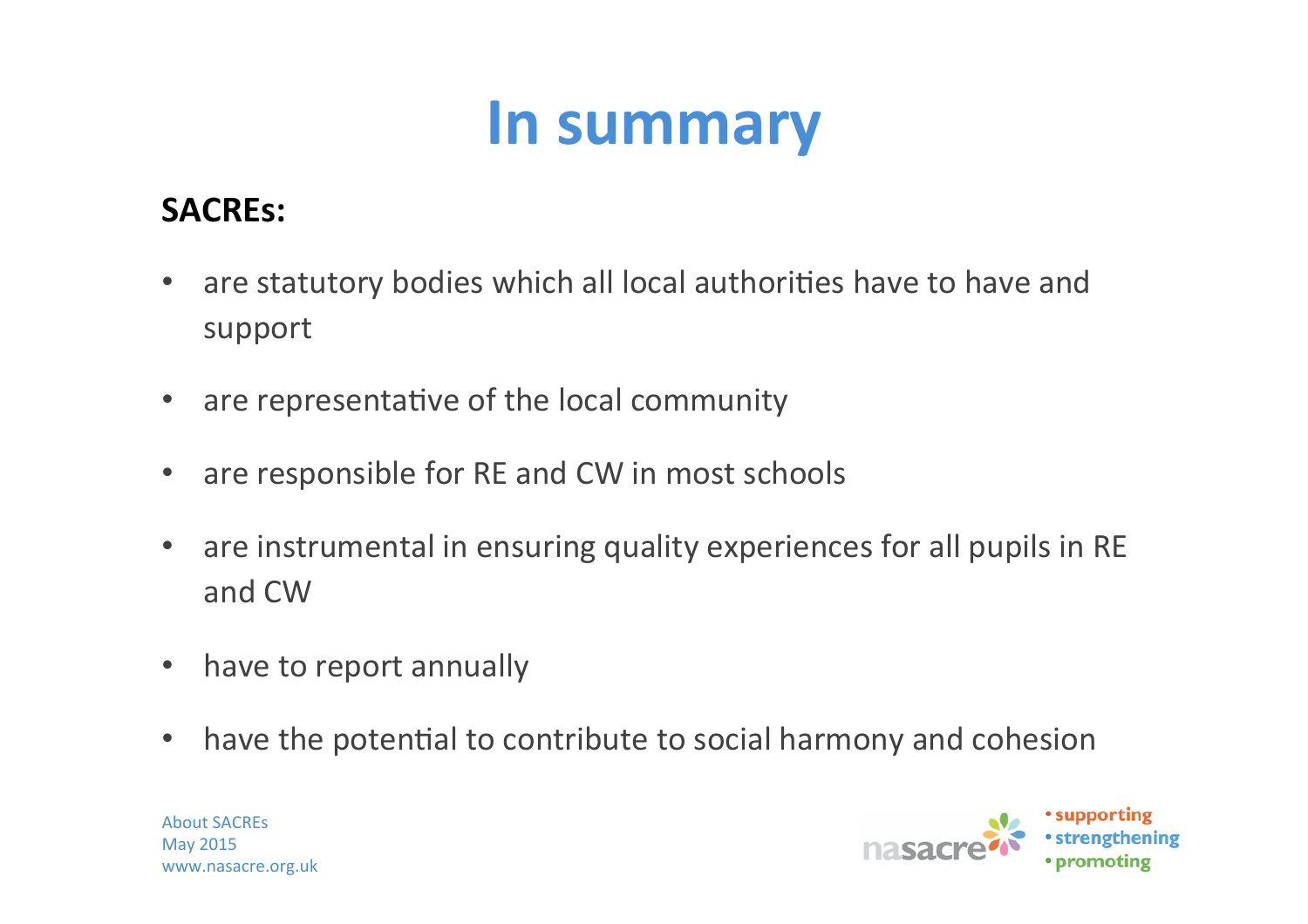# In summary

**SACREs:**

- are statutory bodies which all local authorities have to have and support
- are representative of the local community
- are responsible for RE and CW in most schools
- are instrumental in ensuring quality experiences for all pupils in RE and CW
- have to report annually
- have the potential to contribute to social harmony and cohesion